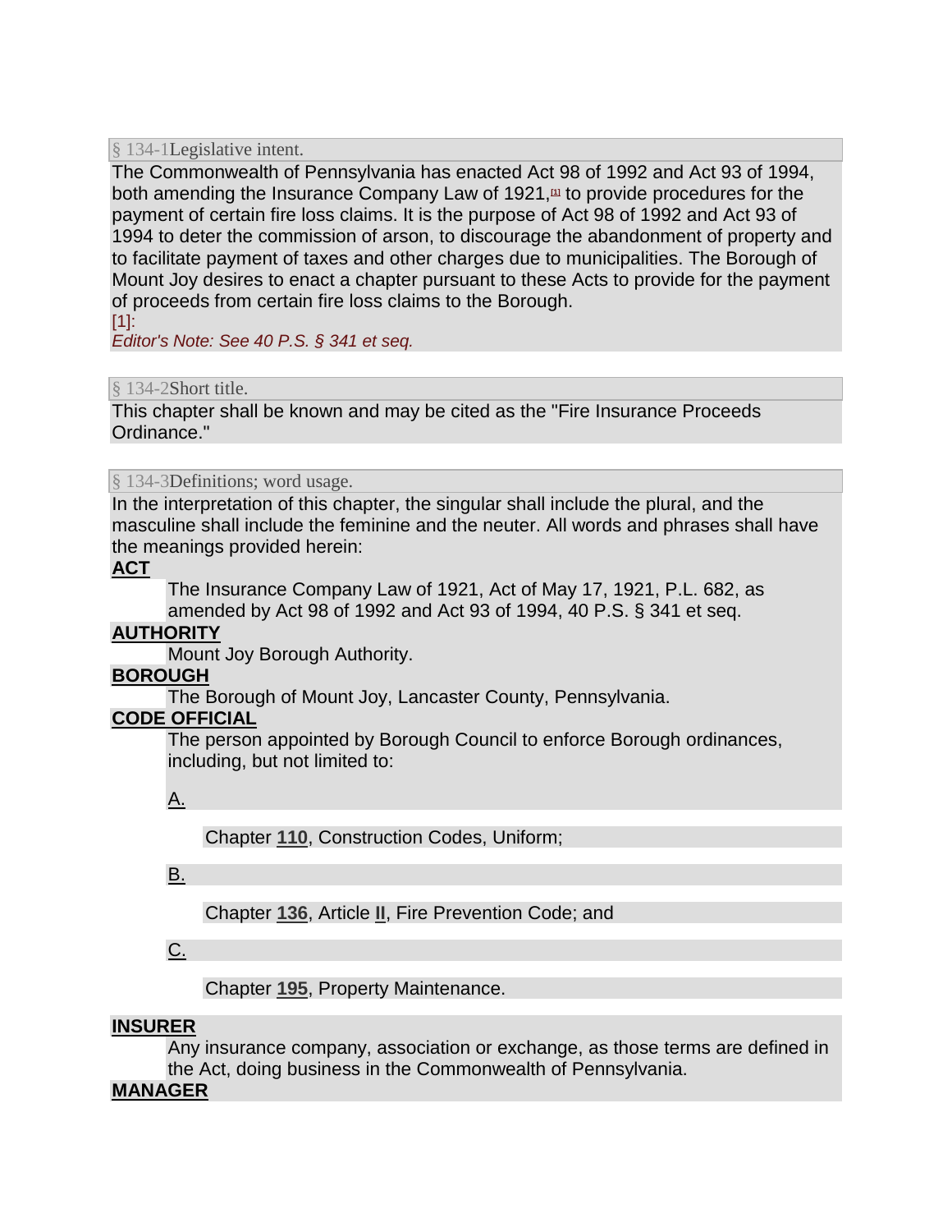## § 134-1 Legislative intent.

The Commonwealth of Pennsylvania has enacted Act 98 of 1992 and Act 93 of 1994, both amending the Insurance Company Law of 1921,[1] to provide procedures for the payment of certain fire loss claims. It is the purpose of Act 98 of 1992 and Act 93 of 1994 to deter the commission of arson, to discourage the abandonment of property and to facilitate payment of taxes and other charges due to municipalities. The Borough of Mount Joy desires to enact a chapter pursuant to these Acts to provide for the payment of proceeds from certain fire loss claims to the Borough.

[1]:
*Editor's Note: See 40 P.S. § 341 et seq.*

## § 134-2 Short title.

This chapter shall be known and may be cited as the "Fire Insurance Proceeds Ordinance."

## § 134-3 Definitions; word usage.

In the interpretation of this chapter, the singular shall include the plural, and the masculine shall include the feminine and the neuter. All words and phrases shall have the meanings provided herein:

**ACT**
The Insurance Company Law of 1921, Act of May 17, 1921, P.L. 682, as amended by Act 98 of 1992 and Act 93 of 1994, 40 P.S. § 341 et seq.

**AUTHORITY**
Mount Joy Borough Authority.

**BOROUGH**
The Borough of Mount Joy, Lancaster County, Pennsylvania.

**CODE OFFICIAL**
The person appointed by Borough Council to enforce Borough ordinances, including, but not limited to:

A. Chapter **110**, Construction Codes, Uniform;

B. Chapter **136**, Article **II**, Fire Prevention Code; and

C. Chapter **195**, Property Maintenance.

**INSURER**
Any insurance company, association or exchange, as those terms are defined in the Act, doing business in the Commonwealth of Pennsylvania.

**MANAGER**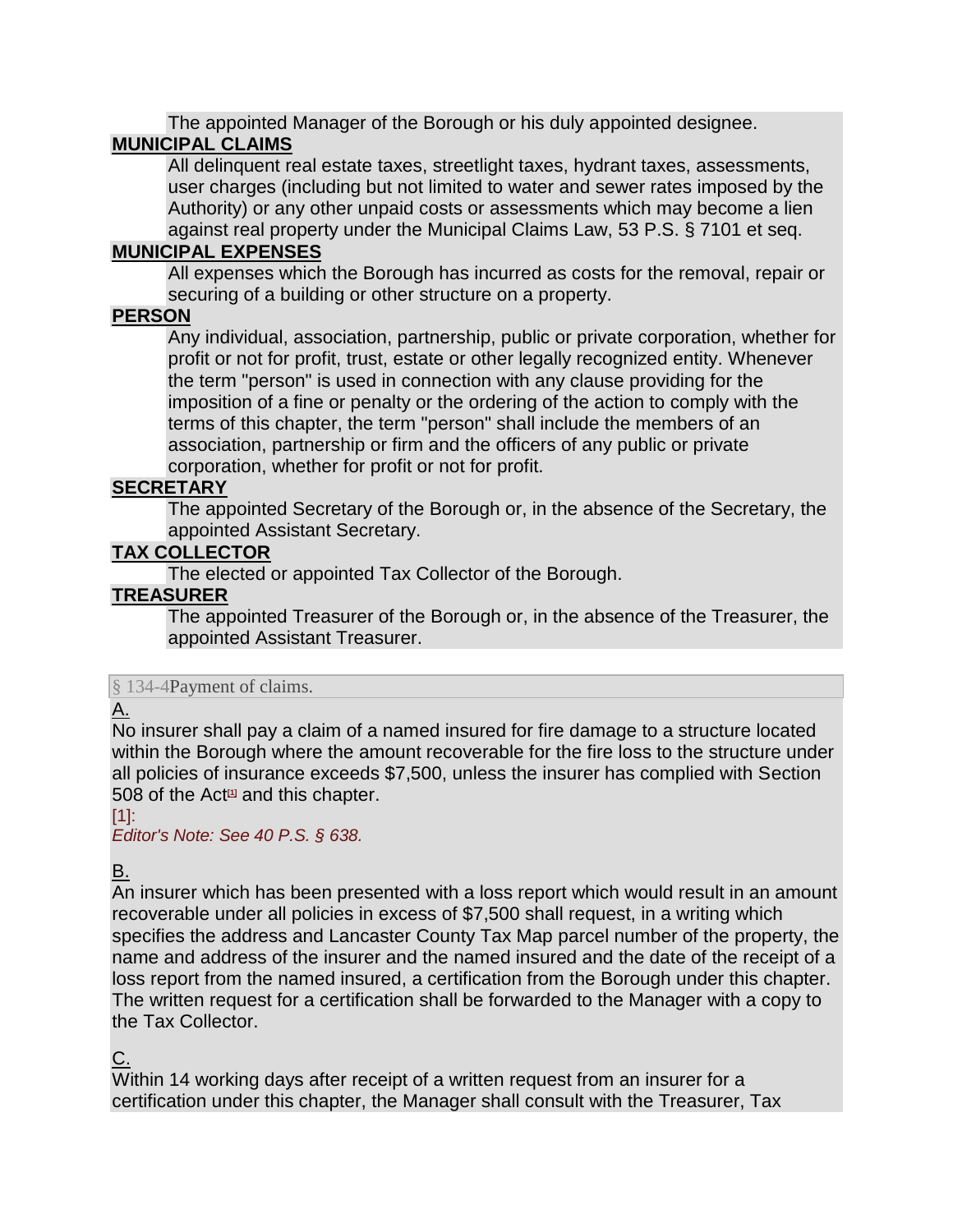The appointed Manager of the Borough or his duly appointed designee.

**MUNICIPAL CLAIMS**

All delinquent real estate taxes, streetlight taxes, hydrant taxes, assessments, user charges (including but not limited to water and sewer rates imposed by the Authority) or any other unpaid costs or assessments which may become a lien against real property under the Municipal Claims Law, 53 P.S. § 7101 et seq.

**MUNICIPAL EXPENSES**

All expenses which the Borough has incurred as costs for the removal, repair or securing of a building or other structure on a property.

**PERSON**

Any individual, association, partnership, public or private corporation, whether for profit or not for profit, trust, estate or other legally recognized entity. Whenever the term "person" is used in connection with any clause providing for the imposition of a fine or penalty or the ordering of the action to comply with the terms of this chapter, the term "person" shall include the members of an association, partnership or firm and the officers of any public or private corporation, whether for profit or not for profit.

**SECRETARY**

The appointed Secretary of the Borough or, in the absence of the Secretary, the appointed Assistant Secretary.

**TAX COLLECTOR**

The elected or appointed Tax Collector of the Borough.

**TREASURER**

The appointed Treasurer of the Borough or, in the absence of the Treasurer, the appointed Assistant Treasurer.

§ 134-4 Payment of claims.

A.

No insurer shall pay a claim of a named insured for fire damage to a structure located within the Borough where the amount recoverable for the fire loss to the structure under all policies of insurance exceeds $7,500, unless the insurer has complied with Section 508 of the Act[1] and this chapter.

[1]:

*Editor's Note: See 40 P.S. § 638.*

B.

An insurer which has been presented with a loss report which would result in an amount recoverable under all policies in excess of $7,500 shall request, in a writing which specifies the address and Lancaster County Tax Map parcel number of the property, the name and address of the insurer and the named insured and the date of the receipt of a loss report from the named insured, a certification from the Borough under this chapter. The written request for a certification shall be forwarded to the Manager with a copy to the Tax Collector.

C.

Within 14 working days after receipt of a written request from an insurer for a certification under this chapter, the Manager shall consult with the Treasurer, Tax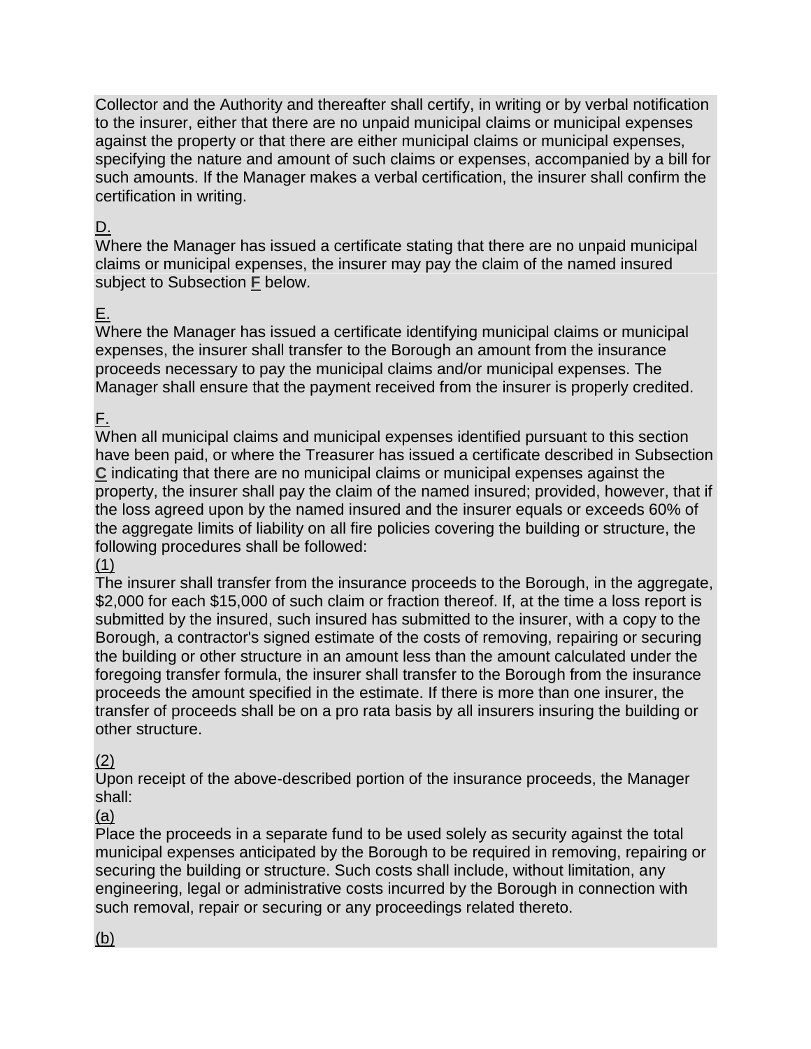Collector and the Authority and thereafter shall certify, in writing or by verbal notification to the insurer, either that there are no unpaid municipal claims or municipal expenses against the property or that there are either municipal claims or municipal expenses, specifying the nature and amount of such claims or expenses, accompanied by a bill for such amounts. If the Manager makes a verbal certification, the insurer shall confirm the certification in writing.

D.
Where the Manager has issued a certificate stating that there are no unpaid municipal claims or municipal expenses, the insurer may pay the claim of the named insured subject to Subsection **F** below.

E.
Where the Manager has issued a certificate identifying municipal claims or municipal expenses, the insurer shall transfer to the Borough an amount from the insurance proceeds necessary to pay the municipal claims and/or municipal expenses. The Manager shall ensure that the payment received from the insurer is properly credited.

F.
When all municipal claims and municipal expenses identified pursuant to this section have been paid, or where the Treasurer has issued a certificate described in Subsection **C** indicating that there are no municipal claims or municipal expenses against the property, the insurer shall pay the claim of the named insured; provided, however, that if the loss agreed upon by the named insured and the insurer equals or exceeds 60% of the aggregate limits of liability on all fire policies covering the building or structure, the following procedures shall be followed:

(1)
The insurer shall transfer from the insurance proceeds to the Borough, in the aggregate, $2,000 for each $15,000 of such claim or fraction thereof. If, at the time a loss report is submitted by the insured, such insured has submitted to the insurer, with a copy to the Borough, a contractor's signed estimate of the costs of removing, repairing or securing the building or other structure in an amount less than the amount calculated under the foregoing transfer formula, the insurer shall transfer to the Borough from the insurance proceeds the amount specified in the estimate. If there is more than one insurer, the transfer of proceeds shall be on a pro rata basis by all insurers insuring the building or other structure.

(2)
Upon receipt of the above-described portion of the insurance proceeds, the Manager shall:

(a)
Place the proceeds in a separate fund to be used solely as security against the total municipal expenses anticipated by the Borough to be required in removing, repairing or securing the building or structure. Such costs shall include, without limitation, any engineering, legal or administrative costs incurred by the Borough in connection with such removal, repair or securing or any proceedings related thereto.

(b)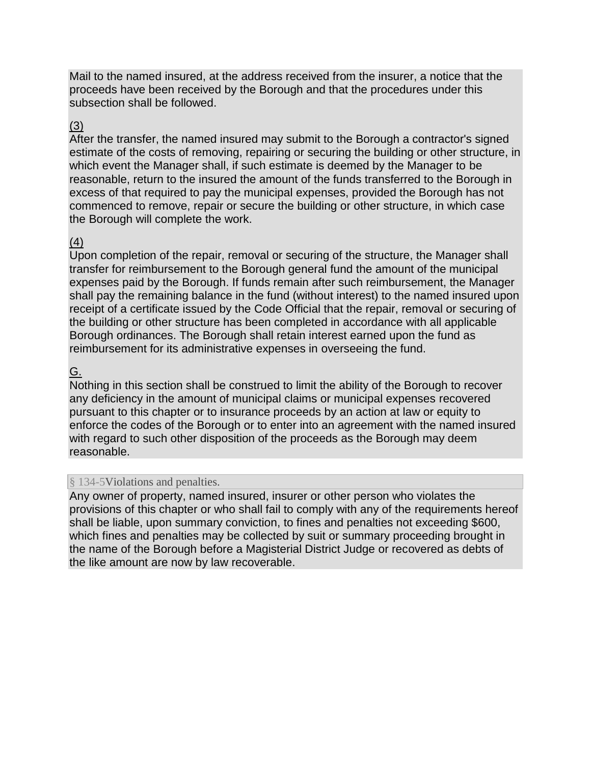Mail to the named insured, at the address received from the insurer, a notice that the proceeds have been received by the Borough and that the procedures under this subsection shall be followed.

(3)
After the transfer, the named insured may submit to the Borough a contractor's signed estimate of the costs of removing, repairing or securing the building or other structure, in which event the Manager shall, if such estimate is deemed by the Manager to be reasonable, return to the insured the amount of the funds transferred to the Borough in excess of that required to pay the municipal expenses, provided the Borough has not commenced to remove, repair or secure the building or other structure, in which case the Borough will complete the work.

(4)
Upon completion of the repair, removal or securing of the structure, the Manager shall transfer for reimbursement to the Borough general fund the amount of the municipal expenses paid by the Borough. If funds remain after such reimbursement, the Manager shall pay the remaining balance in the fund (without interest) to the named insured upon receipt of a certificate issued by the Code Official that the repair, removal or securing of the building or other structure has been completed in accordance with all applicable Borough ordinances. The Borough shall retain interest earned upon the fund as reimbursement for its administrative expenses in overseeing the fund.

G.
Nothing in this section shall be construed to limit the ability of the Borough to recover any deficiency in the amount of municipal claims or municipal expenses recovered pursuant to this chapter or to insurance proceeds by an action at law or equity to enforce the codes of the Borough or to enter into an agreement with the named insured with regard to such other disposition of the proceeds as the Borough may deem reasonable.

### § 134-5 Violations and penalties.

Any owner of property, named insured, insurer or other person who violates the provisions of this chapter or who shall fail to comply with any of the requirements hereof shall be liable, upon summary conviction, to fines and penalties not exceeding $600, which fines and penalties may be collected by suit or summary proceeding brought in the name of the Borough before a Magisterial District Judge or recovered as debts of the like amount are now by law recoverable.